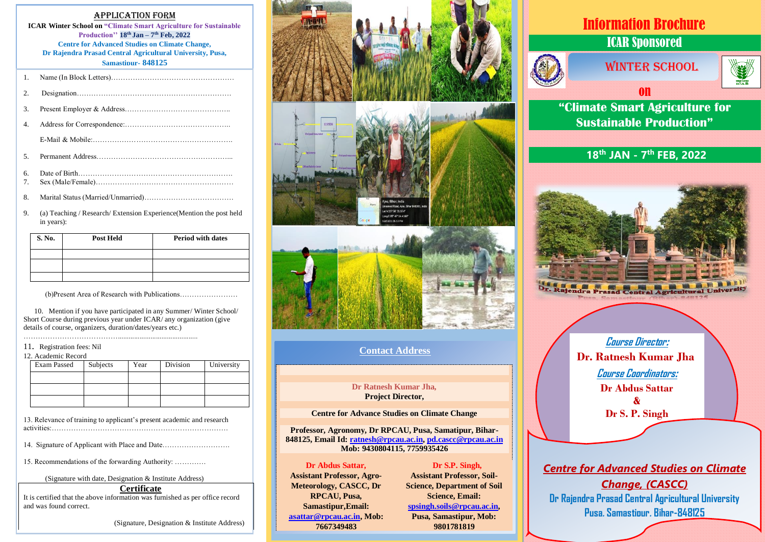# APPLICATION FORM

**ICAR Winter School on "Climate Smart Agriculture for Sustainable Production" 18th Jan – 7th Feb, 2022**
**Centre for Advanced Studies on Climate Change,**
**Dr Rajendra Prasad Central Agricultural University, Pusa,**
**Samastipur- 848125**

1. Name (In Block Letters)……………………………………………
2. Designation…………………………………………………………
3. Present Employer & Address……………………………………..
4. Address for Correspondence:……………………………………..

   E-Mail & Mobile:…………………………………………………..
5. Permanent Address………………………………………………...
6. Date of Birth………………………………………………………..
7. Sex (Male/Female)…………………………………………………
8. Marital Status (Married/Unmarried)………………………………
9. (a) Teaching / Research/ Extension Experience(Mention the post held in years):

| S. No. | Post Held | Period with dates |
|---|---|---|
| | | |
| | | |
| | | |

(b)Present Area of Research with Publications……………………

10. Mention if you have participated in any Summer/ Winter School/ Short Course during previous year under ICAR/ any organization (give details of course, organizers, duration/dates/years etc.)

…………………………………………………………………………

11. Registration fees: Nil
12. Academic Record

| Exam Passed | Subjects | Year | Division | University |
|---|---|---|---|---|
| | | | | |
| | | | | |
| | | | | |

13. Relevance of training to applicant's present academic and research activities:…………………………………………………………………
14. Signature of Applicant with Place and Date………………………
15. Recommendations of the forwarding Authority: ………….

(Signature with date, Designation & Institute Address)

## Certificate

It is certified that the above information was furnished as per office record and was found correct.

(Signature, Designation & Institute Address)

## Contact Address

**Dr Ratnesh Kumar Jha,**
**Project Director,**

**Centre for Advance Studies on Climate Change**

**Professor, Agronomy, Dr RPCAU, Pusa, Samatipur, Bihar-848125, Email Id: ratnesh@rpcau.ac.in, pd.cascc@rpcau.ac.in**
**Mob: 9430804115, 7759935426**

**Dr Abdus Sattar,**
**Assistant Professor, Agro-Meteorology, CASCC, Dr RPCAU, Pusa, Samastipur,Email: asattar@rpcau.ac.in, Mob: 7667349483**

**Dr S.P. Singh,**
**Assistant Professor, Soil-Science, Department of Soil Science, Email: spsingh.soils@rpcau.ac.in, Pusa, Samastipur, Mob: 9801781819**

# Information Brochure

## ICAR Sponsored

## WINTER SCHOOL

## on

## "Climate Smart Agriculture for Sustainable Production"

## 18th JAN - 7th FEB, 2022

***Course Director:***
**Dr. Ratnesh Kumar Jha**

***Course Coordinators:***
**Dr Abdus Sattar**
**&**
**Dr S. P. Singh**

***Centre for Advanced Studies on Climate Change, (CASCC)***
**Dr Rajendra Prasad Central Agricultural University**
**Pusa, Samastipur, Bihar-848125**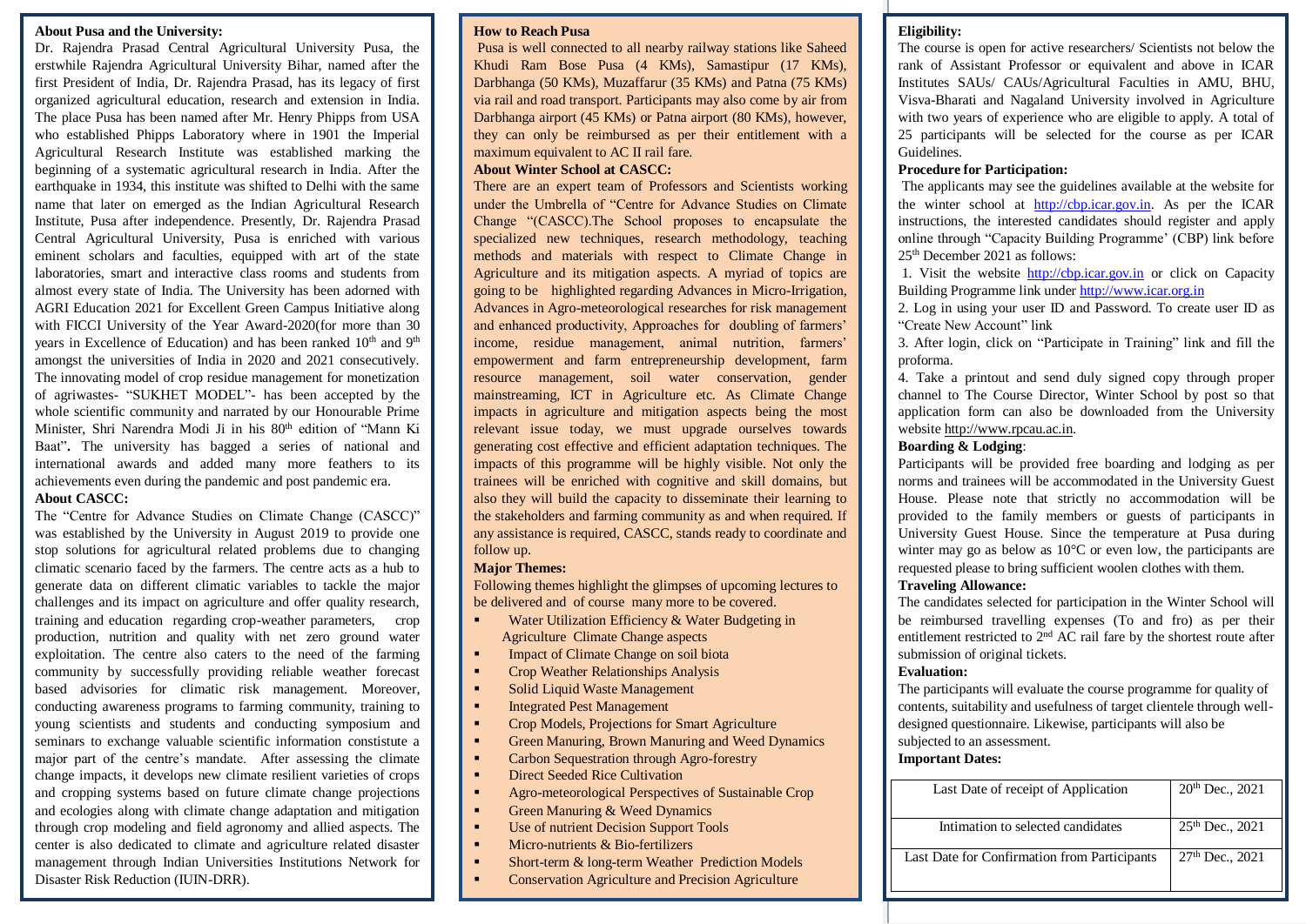**About Pusa and the University:**

Dr. Rajendra Prasad Central Agricultural University Pusa, the erstwhile Rajendra Agricultural University Bihar, named after the first President of India, Dr. Rajendra Prasad, has its legacy of first organized agricultural education, research and extension in India. The place Pusa has been named after Mr. Henry Phipps from USA who established Phipps Laboratory where in 1901 the Imperial Agricultural Research Institute was established marking the beginning of a systematic agricultural research in India. After the earthquake in 1934, this institute was shifted to Delhi with the same name that later on emerged as the Indian Agricultural Research Institute, Pusa after independence. Presently, Dr. Rajendra Prasad Central Agricultural University, Pusa is enriched with various eminent scholars and faculties, equipped with art of the state laboratories, smart and interactive class rooms and students from almost every state of India. The University has been adorned with AGRI Education 2021 for Excellent Green Campus Initiative along with FICCI University of the Year Award-2020(for more than 30 years in Excellence of Education) and has been ranked 10th and 9th amongst the universities of India in 2020 and 2021 consecutively. The innovating model of crop residue management for monetization of agriwastes- "SUKHET MODEL"- has been accepted by the whole scientific community and narrated by our Honourable Prime Minister, Shri Narendra Modi Ji in his 80th edition of "Mann Ki Baat"**.** The university has bagged a series of national and international awards and added many more feathers to its achievements even during the pandemic and post pandemic era.

**About CASCC:**

The "Centre for Advance Studies on Climate Change (CASCC)" was established by the University in August 2019 to provide one stop solutions for agricultural related problems due to changing climatic scenario faced by the farmers. The centre acts as a hub to generate data on different climatic variables to tackle the major challenges and its impact on agriculture and offer quality research, training and education regarding crop-weather parameters, crop production, nutrition and quality with net zero ground water exploitation. The centre also caters to the need of the farming community by successfully providing reliable weather forecast based advisories for climatic risk management. Moreover, conducting awareness programs to farming community, training to young scientists and students and conducting symposium and seminars to exchange valuable scientific information constitute a major part of the centre's mandate. After assessing the climate change impacts, it develops new climate resilient varieties of crops and cropping systems based on future climate change projections and ecologies along with climate change adaptation and mitigation through crop modeling and field agronomy and allied aspects. The center is also dedicated to climate and agriculture related disaster management through Indian Universities Institutions Network for Disaster Risk Reduction (IUIN-DRR).

**How to Reach Pusa**

Pusa is well connected to all nearby railway stations like Saheed Khudi Ram Bose Pusa (4 KMs), Samastipur (17 KMs), Darbhanga (50 KMs), Muzaffarur (35 KMs) and Patna (75 KMs) via rail and road transport. Participants may also come by air from Darbhanga airport (45 KMs) or Patna airport (80 KMs), however, they can only be reimbursed as per their entitlement with a maximum equivalent to AC II rail fare.

**About Winter School at CASCC:**

There are an expert team of Professors and Scientists working under the Umbrella of "Centre for Advance Studies on Climate Change "(CASCC).The School proposes to encapsulate the specialized new techniques, research methodology, teaching methods and materials with respect to Climate Change in Agriculture and its mitigation aspects. A myriad of topics are going to be highlighted regarding Advances in Micro-Irrigation, Advances in Agro-meteorological researches for risk management and enhanced productivity, Approaches for doubling of farmers' income, residue management, animal nutrition, farmers' empowerment and farm entrepreneurship development, farm resource management, soil water conservation, gender mainstreaming, ICT in Agriculture etc. As Climate Change impacts in agriculture and mitigation aspects being the most relevant issue today, we must upgrade ourselves towards generating cost effective and efficient adaptation techniques. The impacts of this programme will be highly visible. Not only the trainees will be enriched with cognitive and skill domains, but also they will build the capacity to disseminate their learning to the stakeholders and farming community as and when required. If any assistance is required, CASCC, stands ready to coordinate and follow up.

**Major Themes:**

Following themes highlight the glimpses of upcoming lectures to be delivered and of course many more to be covered.

- Water Utilization Efficiency & Water Budgeting in Agriculture Climate Change aspects
- Impact of Climate Change on soil biota
- Crop Weather Relationships Analysis
- Solid Liquid Waste Management
- Integrated Pest Management
- Crop Models, Projections for Smart Agriculture
- Green Manuring, Brown Manuring and Weed Dynamics
- Carbon Sequestration through Agro-forestry
- Direct Seeded Rice Cultivation
- Agro-meteorological Perspectives of Sustainable Crop
- Green Manuring & Weed Dynamics
- Use of nutrient Decision Support Tools
- Micro-nutrients & Bio-fertilizers
- Short-term & long-term Weather Prediction Models
- Conservation Agriculture and Precision Agriculture

**Eligibility:**

The course is open for active researchers/ Scientists not below the rank of Assistant Professor or equivalent and above in ICAR Institutes SAUs/ CAUs/Agricultural Faculties in AMU, BHU, Visva-Bharati and Nagaland University involved in Agriculture with two years of experience who are eligible to apply. A total of 25 participants will be selected for the course as per ICAR Guidelines.

**Procedure for Participation:**

The applicants may see the guidelines available at the website for the winter school at http://cbp.icar.gov.in. As per the ICAR instructions, the interested candidates should register and apply online through "Capacity Building Programme' (CBP) link before 25th December 2021 as follows:

1. Visit the website http://cbp.icar.gov.in or click on Capacity Building Programme link under http://www.icar.org.in
2. Log in using your user ID and Password. To create user ID as "Create New Account" link
3. After login, click on "Participate in Training" link and fill the proforma.
4. Take a printout and send duly signed copy through proper channel to The Course Director, Winter School by post so that application form can also be downloaded from the University website http://www.rpcau.ac.in.

**Boarding & Lodging**:

Participants will be provided free boarding and lodging as per norms and trainees will be accommodated in the University Guest House. Please note that strictly no accommodation will be provided to the family members or guests of participants in University Guest House. Since the temperature at Pusa during winter may go as below as 10°C or even low, the participants are requested please to bring sufficient woolen clothes with them.

**Traveling Allowance:**

The candidates selected for participation in the Winter School will be reimbursed travelling expenses (To and fro) as per their entitlement restricted to 2nd AC rail fare by the shortest route after submission of original tickets.

**Evaluation:**

The participants will evaluate the course programme for quality of contents, suitability and usefulness of target clientele through well-designed questionnaire. Likewise, participants will also be subjected to an assessment.

**Important Dates:**

| | |
|---|---|
| Last Date of receipt of Application | 20th Dec., 2021 |
| Intimation to selected candidates | 25th Dec., 2021 |
| Last Date for Confirmation from Participants | 27th Dec., 2021 |